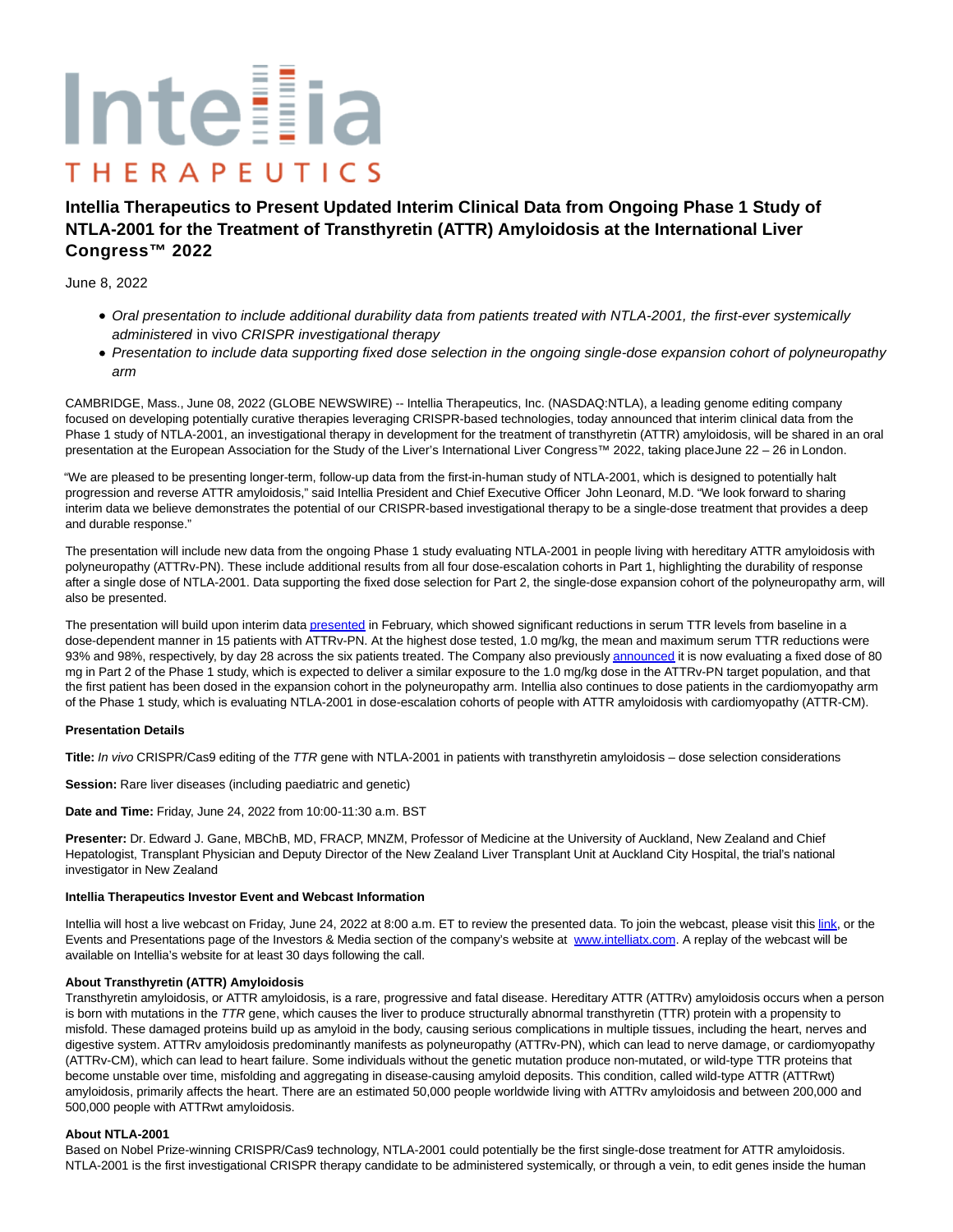Intellia THERAPEUTICS

# Intellia Therapeutics to Present Updated Interim Clinical Data from Ongoing Phase 1 Study of NTLA-2001 for the Treatment of Transthyretin (ATTR) Amyloidosis at the International Liver Congress™ 2022

June 8, 2022

- *Oral presentation to include additional durability data from patients treated with NTLA-2001, the first-ever systemically administered* in vivo *CRISPR investigational therapy*
- *Presentation to include data supporting fixed dose selection in the ongoing single-dose expansion cohort of polyneuropathy arm*

CAMBRIDGE, Mass., June 08, 2022 (GLOBE NEWSWIRE) -- Intellia Therapeutics, Inc. (NASDAQ:NTLA), a leading genome editing company focused on developing potentially curative therapies leveraging CRISPR-based technologies, today announced that interim clinical data from the Phase 1 study of NTLA-2001, an investigational therapy in development for the treatment of transthyretin (ATTR) amyloidosis, will be shared in an oral presentation at the European Association for the Study of the Liver's International Liver Congress™ 2022, taking place June 22 – 26 in London.

"We are pleased to be presenting longer-term, follow-up data from the first-in-human study of NTLA-2001, which is designed to potentially halt progression and reverse ATTR amyloidosis," said Intellia President and Chief Executive Officer John Leonard, M.D. "We look forward to sharing interim data we believe demonstrates the potential of our CRISPR-based investigational therapy to be a single-dose treatment that provides a deep and durable response."

The presentation will include new data from the ongoing Phase 1 study evaluating NTLA-2001 in people living with hereditary ATTR amyloidosis with polyneuropathy (ATTRv-PN). These include additional results from all four dose-escalation cohorts in Part 1, highlighting the durability of response after a single dose of NTLA-2001. Data supporting the fixed dose selection for Part 2, the single-dose expansion cohort of the polyneuropathy arm, will also be presented.

The presentation will build upon interim data presented in February, which showed significant reductions in serum TTR levels from baseline in a dose-dependent manner in 15 patients with ATTRv-PN. At the highest dose tested, 1.0 mg/kg, the mean and maximum serum TTR reductions were 93% and 98%, respectively, by day 28 across the six patients treated. The Company also previously announced it is now evaluating a fixed dose of 80 mg in Part 2 of the Phase 1 study, which is expected to deliver a similar exposure to the 1.0 mg/kg dose in the ATTRv-PN target population, and that the first patient has been dosed in the expansion cohort in the polyneuropathy arm. Intellia also continues to dose patients in the cardiomyopathy arm of the Phase 1 study, which is evaluating NTLA-2001 in dose-escalation cohorts of people with ATTR amyloidosis with cardiomyopathy (ATTR-CM).

**Presentation Details**

**Title:** *In vivo* CRISPR/Cas9 editing of the *TTR* gene with NTLA-2001 in patients with transthyretin amyloidosis – dose selection considerations

**Session:** Rare liver diseases (including paediatric and genetic)

**Date and Time:** Friday, June 24, 2022 from 10:00-11:30 a.m. BST

**Presenter:** Dr. Edward J. Gane, MBChB, MD, FRACP, MNZM, Professor of Medicine at the University of Auckland, New Zealand and Chief Hepatologist, Transplant Physician and Deputy Director of the New Zealand Liver Transplant Unit at Auckland City Hospital, the trial's national investigator in New Zealand

**Intellia Therapeutics Investor Event and Webcast Information**

Intellia will host a live webcast on Friday, June 24, 2022 at 8:00 a.m. ET to review the presented data. To join the webcast, please visit this link, or the Events and Presentations page of the Investors & Media section of the company's website at www.intelliatx.com. A replay of the webcast will be available on Intellia's website for at least 30 days following the call.

**About Transthyretin (ATTR) Amyloidosis**

Transthyretin amyloidosis, or ATTR amyloidosis, is a rare, progressive and fatal disease. Hereditary ATTR (ATTRv) amyloidosis occurs when a person is born with mutations in the *TTR* gene, which causes the liver to produce structurally abnormal transthyretin (TTR) protein with a propensity to misfold. These damaged proteins build up as amyloid in the body, causing serious complications in multiple tissues, including the heart, nerves and digestive system. ATTRv amyloidosis predominantly manifests as polyneuropathy (ATTRv-PN), which can lead to nerve damage, or cardiomyopathy (ATTRv-CM), which can lead to heart failure. Some individuals without the genetic mutation produce non-mutated, or wild-type TTR proteins that become unstable over time, misfolding and aggregating in disease-causing amyloid deposits. This condition, called wild-type ATTR (ATTRwt) amyloidosis, primarily affects the heart. There are an estimated 50,000 people worldwide living with ATTRv amyloidosis and between 200,000 and 500,000 people with ATTRwt amyloidosis.

**About NTLA-2001**

Based on Nobel Prize-winning CRISPR/Cas9 technology, NTLA-2001 could potentially be the first single-dose treatment for ATTR amyloidosis. NTLA-2001 is the first investigational CRISPR therapy candidate to be administered systemically, or through a vein, to edit genes inside the human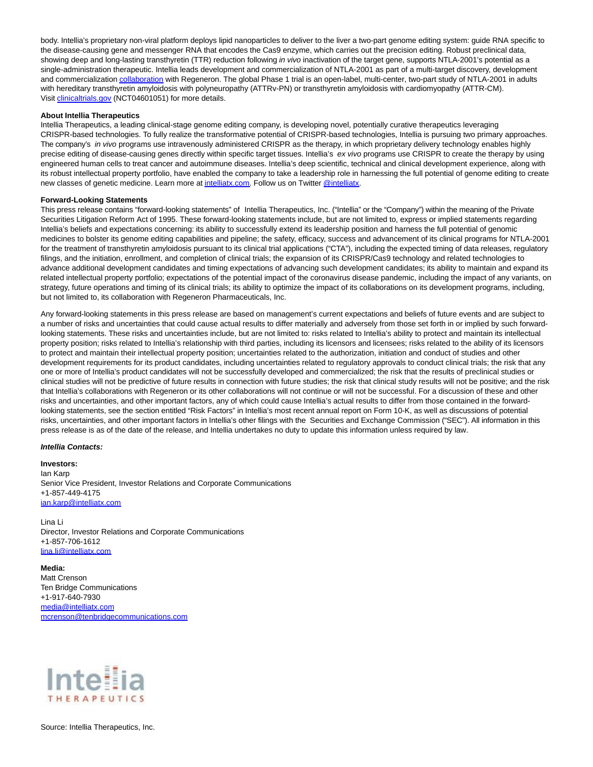body. Intellia's proprietary non-viral platform deploys lipid nanoparticles to deliver to the liver a two-part genome editing system: guide RNA specific to the disease-causing gene and messenger RNA that encodes the Cas9 enzyme, which carries out the precision editing. Robust preclinical data, showing deep and long-lasting transthyretin (TTR) reduction following *in vivo* inactivation of the target gene, supports NTLA-2001's potential as a single-administration therapeutic. Intellia leads development and commercialization of NTLA-2001 as part of a multi-target discovery, development and commercialization collaboration with Regeneron. The global Phase 1 trial is an open-label, multi-center, two-part study of NTLA-2001 in adults with hereditary transthyretin amyloidosis with polyneuropathy (ATTRv-PN) or transthyretin amyloidosis with cardiomyopathy (ATTR-CM). Visit clinicaltrials.gov (NCT04601051) for more details.

**About Intellia Therapeutics**
Intellia Therapeutics, a leading clinical-stage genome editing company, is developing novel, potentially curative therapeutics leveraging CRISPR-based technologies. To fully realize the transformative potential of CRISPR-based technologies, Intellia is pursuing two primary approaches. The company's *in vivo* programs use intravenously administered CRISPR as the therapy, in which proprietary delivery technology enables highly precise editing of disease-causing genes directly within specific target tissues. Intellia's *ex vivo* programs use CRISPR to create the therapy by using engineered human cells to treat cancer and autoimmune diseases. Intellia's deep scientific, technical and clinical development experience, along with its robust intellectual property portfolio, have enabled the company to take a leadership role in harnessing the full potential of genome editing to create new classes of genetic medicine. Learn more at intelliatx.com. Follow us on Twitter @intelliatx.

**Forward-Looking Statements**
This press release contains "forward-looking statements" of Intellia Therapeutics, Inc. ("Intellia" or the "Company") within the meaning of the Private Securities Litigation Reform Act of 1995. These forward-looking statements include, but are not limited to, express or implied statements regarding Intellia's beliefs and expectations concerning: its ability to successfully extend its leadership position and harness the full potential of genomic medicines to bolster its genome editing capabilities and pipeline; the safety, efficacy, success and advancement of its clinical programs for NTLA-2001 for the treatment of transthyretin amyloidosis pursuant to its clinical trial applications ("CTA"), including the expected timing of data releases, regulatory filings, and the initiation, enrollment, and completion of clinical trials; the expansion of its CRISPR/Cas9 technology and related technologies to advance additional development candidates and timing expectations of advancing such development candidates; its ability to maintain and expand its related intellectual property portfolio; expectations of the potential impact of the coronavirus disease pandemic, including the impact of any variants, on strategy, future operations and timing of its clinical trials; its ability to optimize the impact of its collaborations on its development programs, including, but not limited to, its collaboration with Regeneron Pharmaceuticals, Inc.

Any forward-looking statements in this press release are based on management's current expectations and beliefs of future events and are subject to a number of risks and uncertainties that could cause actual results to differ materially and adversely from those set forth in or implied by such forward-looking statements. These risks and uncertainties include, but are not limited to: risks related to Intellia's ability to protect and maintain its intellectual property position; risks related to Intellia's relationship with third parties, including its licensors and licensees; risks related to the ability of its licensors to protect and maintain their intellectual property position; uncertainties related to the authorization, initiation and conduct of studies and other development requirements for its product candidates, including uncertainties related to regulatory approvals to conduct clinical trials; the risk that any one or more of Intellia's product candidates will not be successfully developed and commercialized; the risk that the results of preclinical studies or clinical studies will not be predictive of future results in connection with future studies; the risk that clinical study results will not be positive; and the risk that Intellia's collaborations with Regeneron or its other collaborations will not continue or will not be successful. For a discussion of these and other risks and uncertainties, and other important factors, any of which could cause Intellia's actual results to differ from those contained in the forward-looking statements, see the section entitled "Risk Factors" in Intellia's most recent annual report on Form 10-K, as well as discussions of potential risks, uncertainties, and other important factors in Intellia's other filings with the Securities and Exchange Commission ("SEC"). All information in this press release is as of the date of the release, and Intellia undertakes no duty to update this information unless required by law.

***Intellia Contacts:***

**Investors:**
Ian Karp
Senior Vice President, Investor Relations and Corporate Communications
+1-857-449-4175
ian.karp@intelliatx.com

Lina Li
Director, Investor Relations and Corporate Communications
+1-857-706-1612
lina.li@intelliatx.com

**Media:**
Matt Crenson
Ten Bridge Communications
+1-917-640-7930
media@intelliatx.com
mcrenson@tenbridgecommunications.com

Intellia THERAPEUTICS

Source: Intellia Therapeutics, Inc.